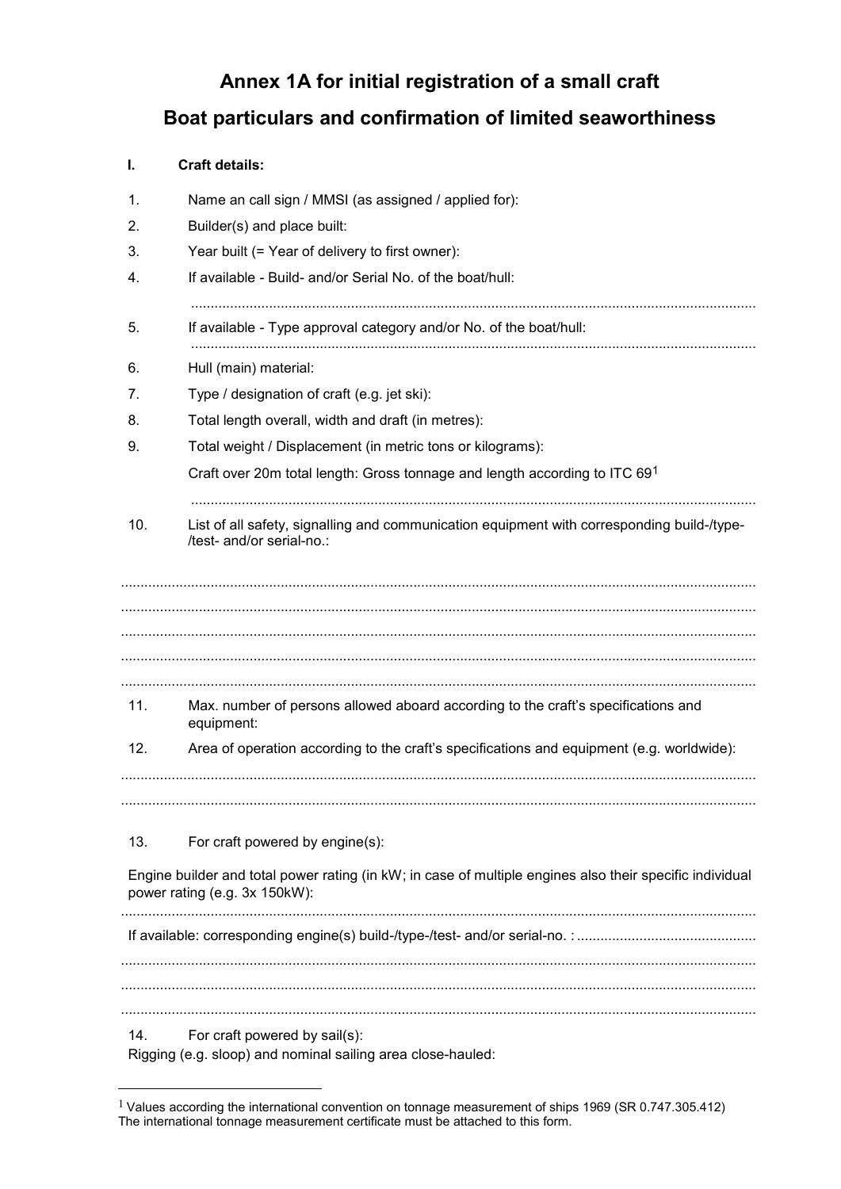# Annex 1A for initial registration of a small craft

# Boat particulars and confirmation of limited seaworthiness

**I. Craft details:**

1. Name an call sign / MMSI (as assigned / applied for):
2. Builder(s) and place built:
3. Year built (= Year of delivery to first owner):
4. If available - Build- and/or Serial No. of the boat/hull:

   ................................................................................................................................................

5. If available - Type approval category and/or No. of the boat/hull:

   ................................................................................................................................................

6. Hull (main) material:
7. Type / designation of craft (e.g. jet ski):
8. Total length overall, width and draft (in metres):
9. Total weight / Displacement (in metric tons or kilograms):

   Craft over 20m total length: Gross tonnage and length according to ITC 69[1]

   ................................................................................................................................................

10. List of all safety, signalling and communication equipment with corresponding build-/type-/test- and/or serial-no.:

................................................................................................................................................

................................................................................................................................................

................................................................................................................................................

................................................................................................................................................

................................................................................................................................................

11. Max. number of persons allowed aboard according to the craft's specifications and equipment:
12. Area of operation according to the craft's specifications and equipment (e.g. worldwide):

................................................................................................................................................

................................................................................................................................................

13. For craft powered by engine(s):

Engine builder and total power rating (in kW; in case of multiple engines also their specific individual power rating (e.g. 3x 150kW):

................................................................................................................................................

If available: corresponding engine(s) build-/type-/test- and/or serial-no. : .............................................

................................................................................................................................................

................................................................................................................................................

................................................................................................................................................

14. For craft powered by sail(s):

Rigging (e.g. sloop) and nominal sailing area close-hauled:

---

[1] Values according the international convention on tonnage measurement of ships 1969 (SR 0.747.305.412) The international tonnage measurement certificate must be attached to this form.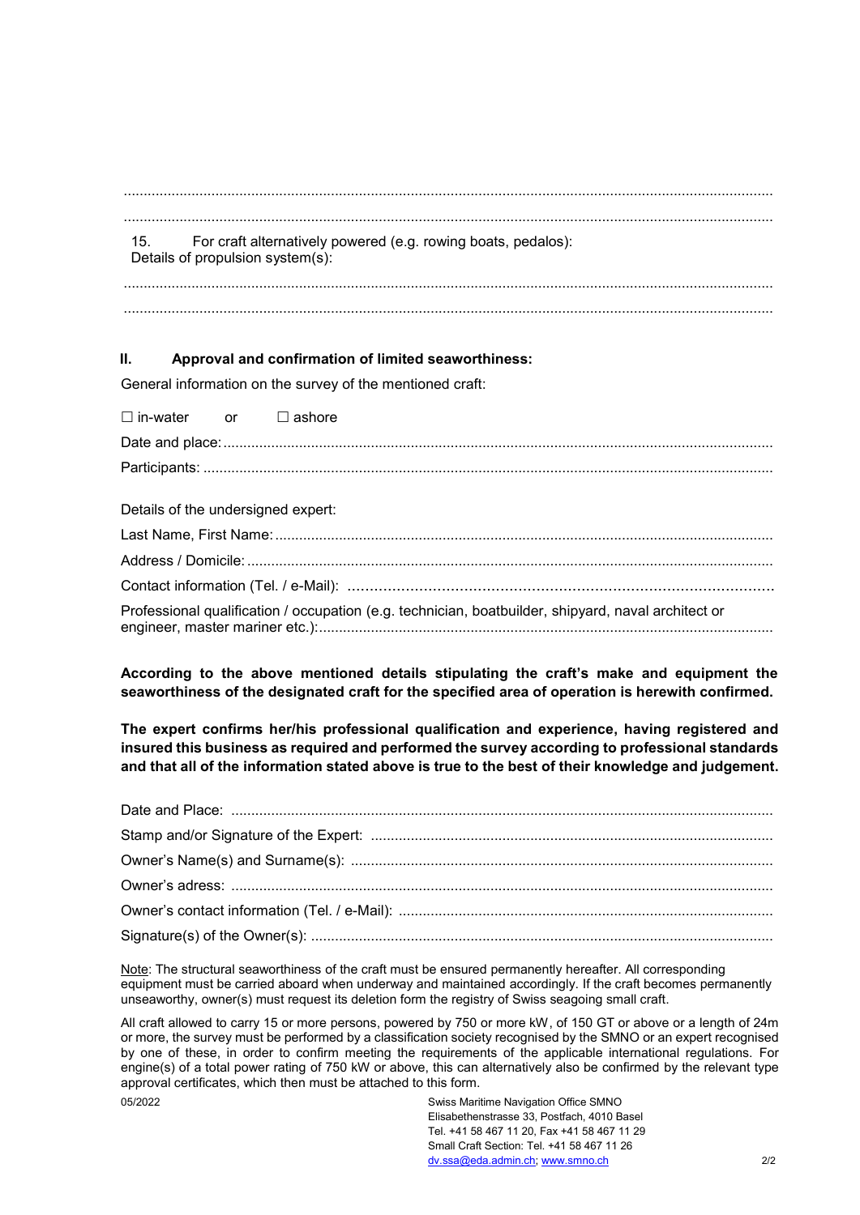................................................................................................................................................

................................................................................................................................................

15. For craft alternatively powered (e.g. rowing boats, pedalos): Details of propulsion system(s):

................................................................................................................................................

................................................................................................................................................

## II. Approval and confirmation of limited seaworthiness:

General information on the survey of the mentioned craft:

☐ in-water or ☐ ashore

Date and place: ..................................................................................................................................

Participants: .......................................................................................................................................

Details of the undersigned expert:

Last Name, First Name: .....................................................................................................................

Address / Domicile: ............................................................................................................................

Contact information (Tel. / e-Mail): ....................................................................................................

Professional qualification / occupation (e.g. technician, boatbuilder, shipyard, naval architect or engineer, master mariner etc.): ..........................................................................................................

**According to the above mentioned details stipulating the craft's make and equipment the seaworthiness of the designated craft for the specified area of operation is herewith confirmed.**

**The expert confirms her/his professional qualification and experience, having registered and insured this business as required and performed the survey according to professional standards and that all of the information stated above is true to the best of their knowledge and judgement.**

Date and Place: ..................................................................................................................................

Stamp and/or Signature of the Expert: ..............................................................................................

Owner's Name(s) and Surname(s): ...................................................................................................

Owner's adress: .................................................................................................................................

Owner's contact information (Tel. / e-Mail): .......................................................................................

Signature(s) of the Owner(s): .............................................................................................................

Note: The structural seaworthiness of the craft must be ensured permanently hereafter. All corresponding equipment must be carried aboard when underway and maintained accordingly. If the craft becomes permanently unseaworthy, owner(s) must request its deletion form the registry of Swiss seagoing small craft.

All craft allowed to carry 15 or more persons, powered by 750 or more kW, of 150 GT or above or a length of 24m or more, the survey must be performed by a classification society recognised by the SMNO or an expert recognised by one of these, in order to confirm meeting the requirements of the applicable international regulations. For engine(s) of a total power rating of 750 kW or above, this can alternatively also be confirmed by the relevant type approval certificates, which then must be attached to this form.

05/2022

Swiss Maritime Navigation Office SMNO
Elisabethenstrasse 33, Postfach, 4010 Basel
Tel. +41 58 467 11 20, Fax +41 58 467 11 29
Small Craft Section: Tel. +41 58 467 11 26
dv.ssa@eda.admin.ch; www.smno.ch